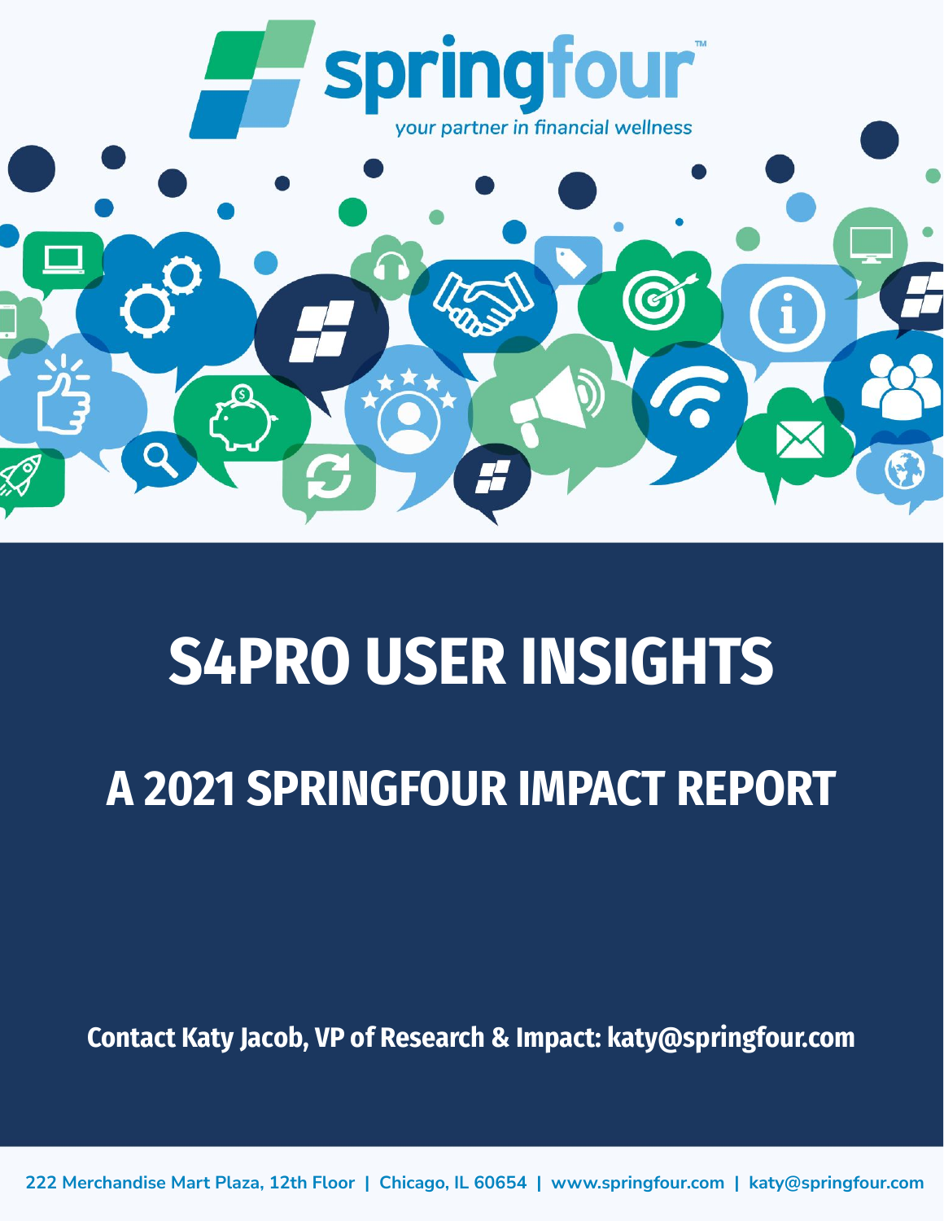springfour™

*your partner in financial wellness*

# S4PRO USER INSIGHTS

## A 2021 SPRINGFOUR IMPACT REPORT

**Contact Katy Jacob, VP of Research & Impact: katy@springfour.com**

**222 Merchandise Mart Plaza, 12th Floor | Chicago, IL 60654 | www.springfour.com | katy@springfour.com**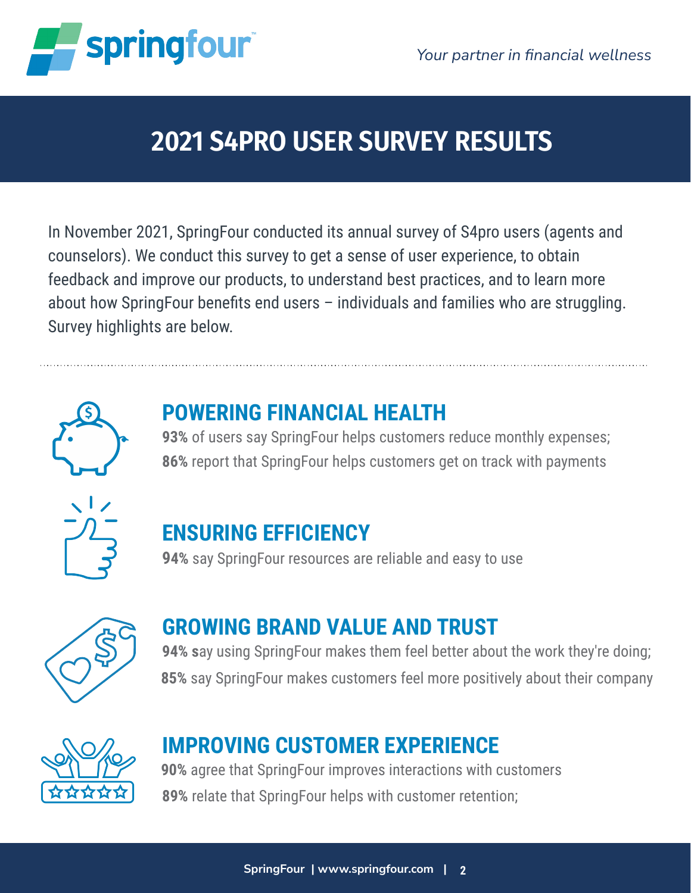springfour

*Your partner in financial wellness*

# 2021 S4PRO USER SURVEY RESULTS

In November 2021, SpringFour conducted its annual survey of S4pro users (agents and counselors). We conduct this survey to get a sense of user experience, to obtain feedback and improve our products, to understand best practices, and to learn more about how SpringFour benefits end users – individuals and families who are struggling. Survey highlights are below.

## POWERING FINANCIAL HEALTH

**93%** of users say SpringFour helps customers reduce monthly expenses;
**86%** report that SpringFour helps customers get on track with payments

## ENSURING EFFICIENCY

**94%** say SpringFour resources are reliable and easy to use

## GROWING BRAND VALUE AND TRUST

**94% s**ay using SpringFour makes them feel better about the work they're doing;
**85%** say SpringFour makes customers feel more positively about their company

## IMPROVING CUSTOMER EXPERIENCE

**90%** agree that SpringFour improves interactions with customers
**89%** relate that SpringFour helps with customer retention;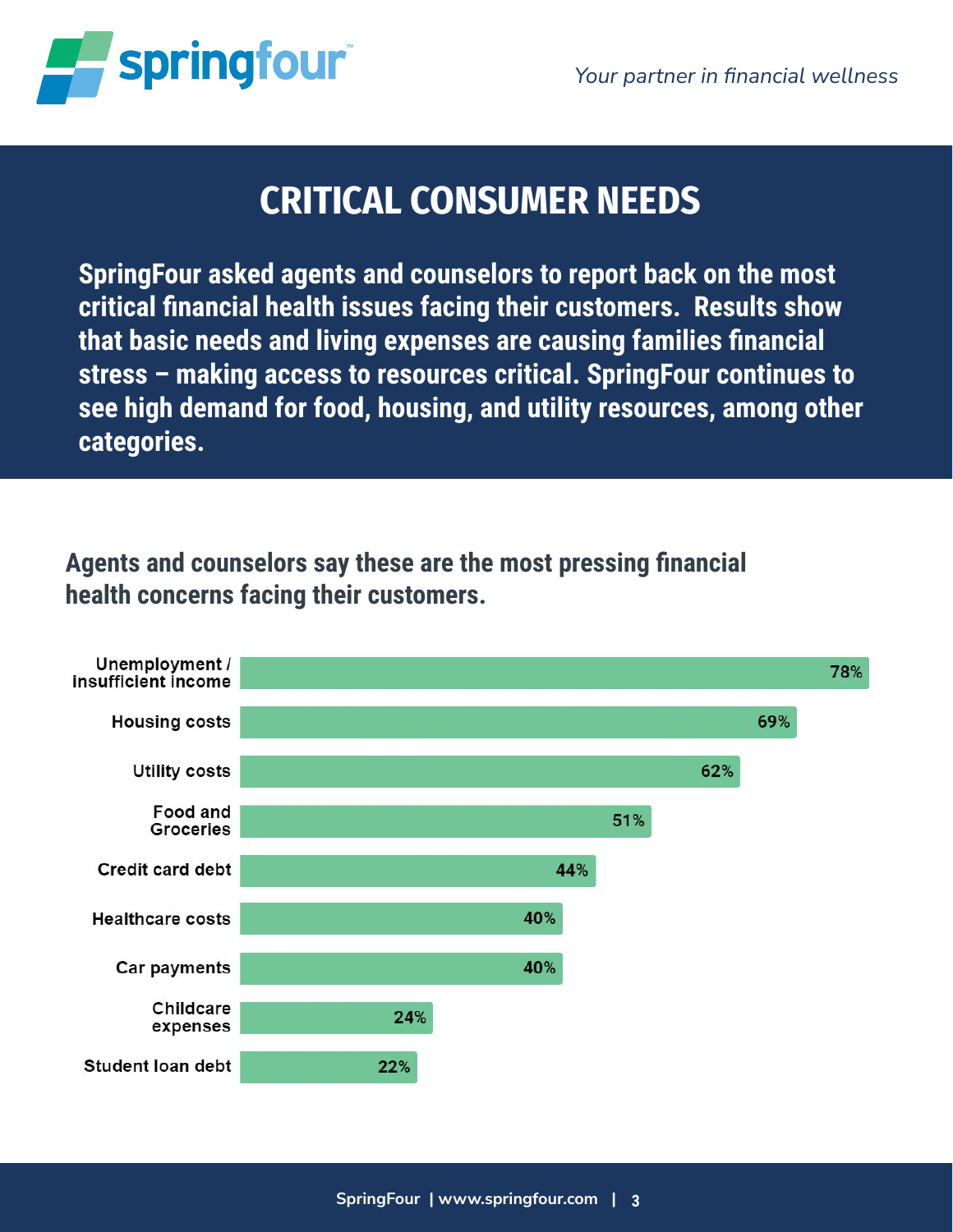# CRITICAL CONSUMER NEEDS

**SpringFour asked agents and counselors to report back on the most critical financial health issues facing their customers. Results show that basic needs and living expenses are causing families financial stress – making access to resources critical. SpringFour continues to see high demand for food, housing, and utility resources, among other categories.**

## Agents and counselors say these are the most pressing financial health concerns facing their customers.

| Concern | Percentage |
|---|---|
| Unemployment / insufficient income | 78% |
| Housing costs | 69% |
| Utility costs | 62% |
| Food and Groceries | 51% |
| Credit card debt | 44% |
| Healthcare costs | 40% |
| Car payments | 40% |
| Childcare expenses | 24% |
| Student loan debt | 22% |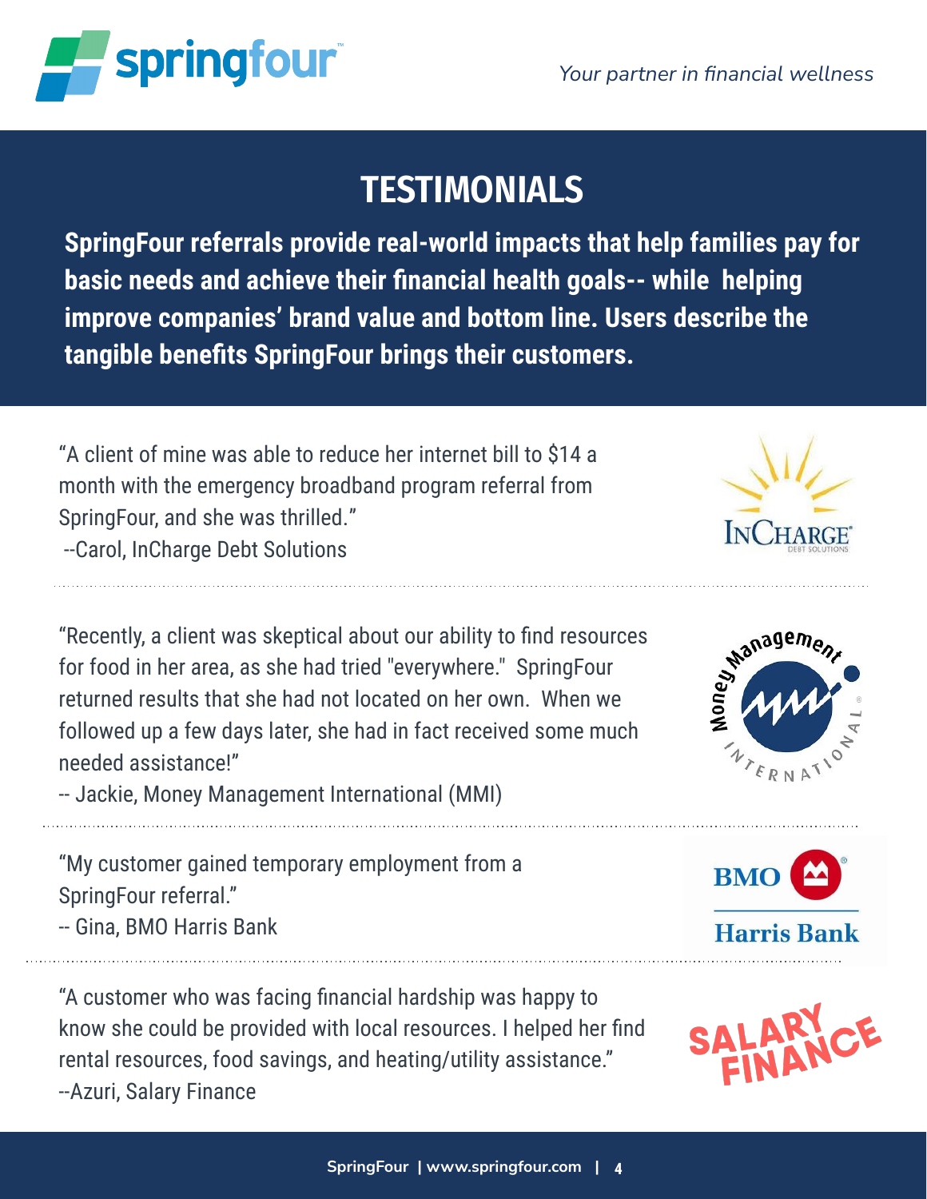springfour

*Your partner in financial wellness*

# TESTIMONIALS

**SpringFour referrals provide real-world impacts that help families pay for basic needs and achieve their financial health goals-- while helping improve companies' brand value and bottom line. Users describe the tangible benefits SpringFour brings their customers.**

"A client of mine was able to reduce her internet bill to $14 a month with the emergency broadband program referral from SpringFour, and she was thrilled."
--Carol, InCharge Debt Solutions

"Recently, a client was skeptical about our ability to find resources for food in her area, as she had tried "everywhere." SpringFour returned results that she had not located on her own. When we followed up a few days later, she had in fact received some much needed assistance!"
-- Jackie, Money Management International (MMI)

"My customer gained temporary employment from a SpringFour referral."
-- Gina, BMO Harris Bank

"A customer who was facing financial hardship was happy to know she could be provided with local resources. I helped her find rental resources, food savings, and heating/utility assistance."
--Azuri, Salary Finance